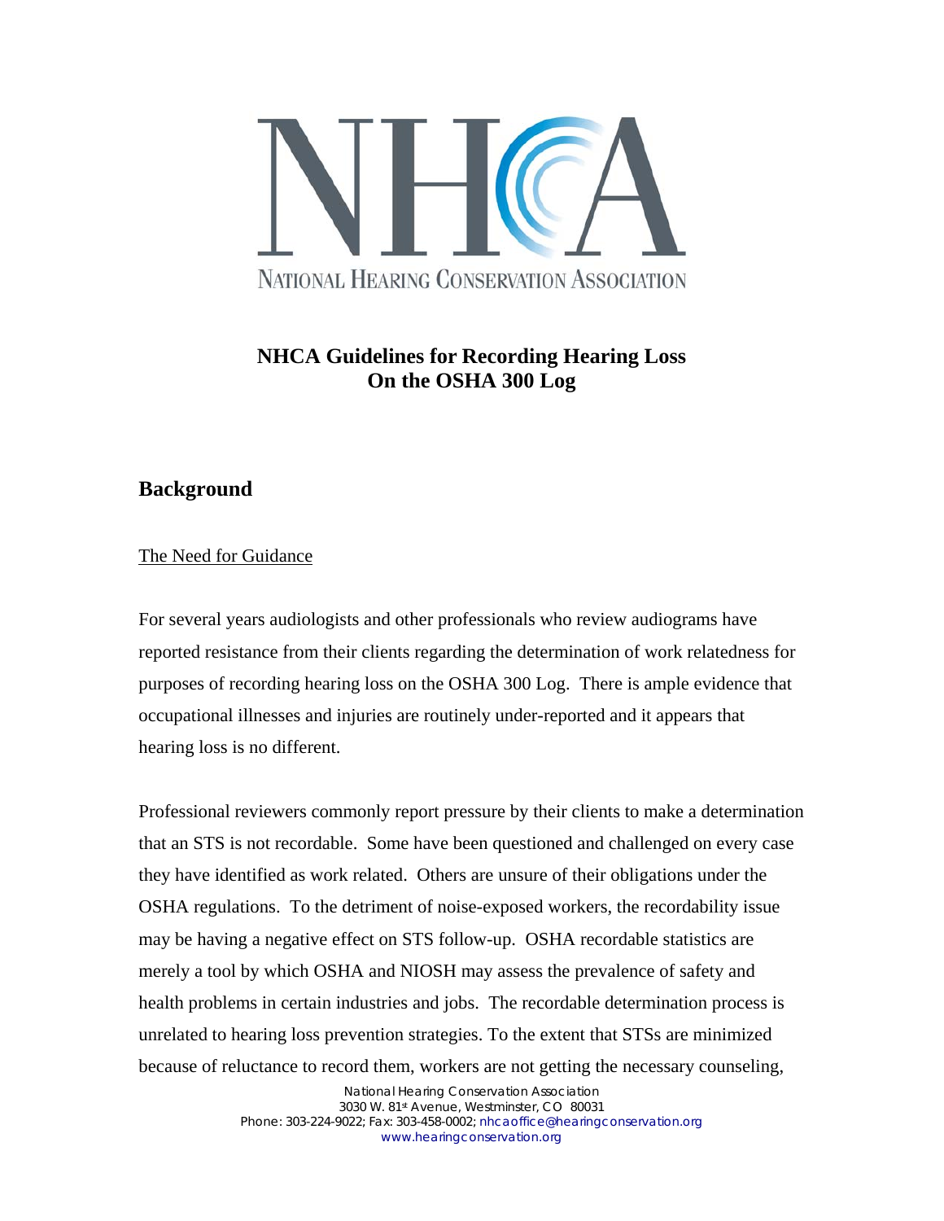# NHCA Guidelines for Recording Hearing Loss On the OSHA 300 Log

## Background

The Need for Guidance

For several years audiologists and other professionals who review audiograms have reported resistance from their clients regarding the determination of work relatedness for purposes of recording hearing loss on the OSHA 300 Log. There is ample evidence that occupational illnesses and injuries are routinely under-reported and it appears that hearing loss is no different.

Professional reviewers commonly report pressure by their clients to make a determination that an STS is not recordable. Some have been questioned and challenged on every case they have identified as work related. Others are unsure of their obligations under the OSHA regulations. To the detriment of noise-exposed workers, the recordability issue may be having a negative effect on STS follow-up. OSHA recordable statistics are merely a tool by which OSHA and NIOSH may assess the prevalence of safety and health problems in certain industries and jobs. The recordable determination process is unrelated to hearing loss prevention strategies. To the extent that STSs are minimized because of reluctance to record them, workers are not getting the necessary counseling,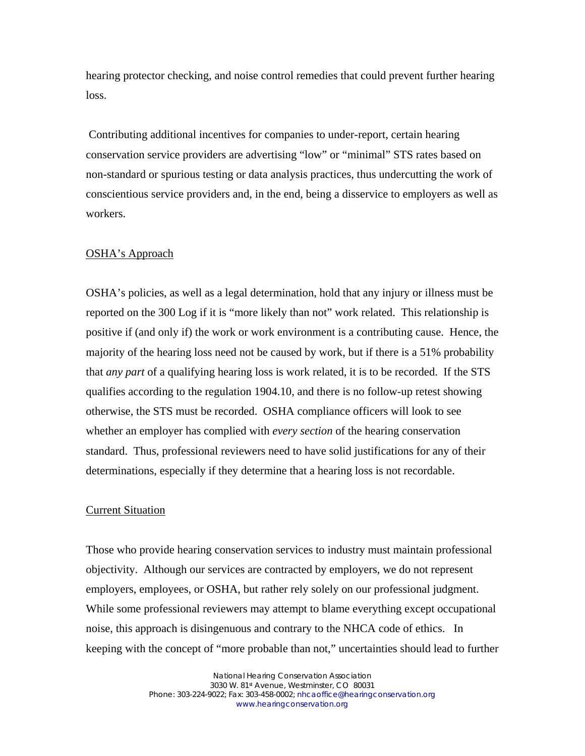hearing protector checking, and noise control remedies that could prevent further hearing loss.

Contributing additional incentives for companies to under-report, certain hearing conservation service providers are advertising "low" or "minimal" STS rates based on non-standard or spurious testing or data analysis practices, thus undercutting the work of conscientious service providers and, in the end, being a disservice to employers as well as workers.

## OSHA's Approach

OSHA's policies, as well as a legal determination, hold that any injury or illness must be reported on the 300 Log if it is "more likely than not" work related. This relationship is positive if (and only if) the work or work environment is a contributing cause. Hence, the majority of the hearing loss need not be caused by work, but if there is a 51% probability that *any part* of a qualifying hearing loss is work related, it is to be recorded. If the STS qualifies according to the regulation 1904.10, and there is no follow-up retest showing otherwise, the STS must be recorded. OSHA compliance officers will look to see whether an employer has complied with *every section* of the hearing conservation standard. Thus, professional reviewers need to have solid justifications for any of their determinations, especially if they determine that a hearing loss is not recordable.

## Current Situation

Those who provide hearing conservation services to industry must maintain professional objectivity. Although our services are contracted by employers, we do not represent employers, employees, or OSHA, but rather rely solely on our professional judgment. While some professional reviewers may attempt to blame everything except occupational noise, this approach is disingenuous and contrary to the NHCA code of ethics. In keeping with the concept of "more probable than not," uncertainties should lead to further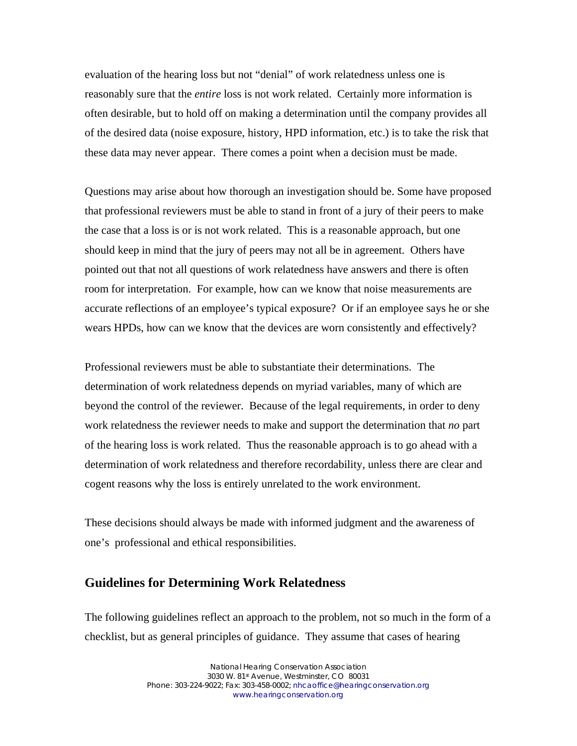evaluation of the hearing loss but not "denial" of work relatedness unless one is reasonably sure that the *entire* loss is not work related. Certainly more information is often desirable, but to hold off on making a determination until the company provides all of the desired data (noise exposure, history, HPD information, etc.) is to take the risk that these data may never appear. There comes a point when a decision must be made.

Questions may arise about how thorough an investigation should be. Some have proposed that professional reviewers must be able to stand in front of a jury of their peers to make the case that a loss is or is not work related. This is a reasonable approach, but one should keep in mind that the jury of peers may not all be in agreement. Others have pointed out that not all questions of work relatedness have answers and there is often room for interpretation. For example, how can we know that noise measurements are accurate reflections of an employee's typical exposure? Or if an employee says he or she wears HPDs, how can we know that the devices are worn consistently and effectively?

Professional reviewers must be able to substantiate their determinations. The determination of work relatedness depends on myriad variables, many of which are beyond the control of the reviewer. Because of the legal requirements, in order to deny work relatedness the reviewer needs to make and support the determination that *no* part of the hearing loss is work related. Thus the reasonable approach is to go ahead with a determination of work relatedness and therefore recordability, unless there are clear and cogent reasons why the loss is entirely unrelated to the work environment.

These decisions should always be made with informed judgment and the awareness of one's professional and ethical responsibilities.

## Guidelines for Determining Work Relatedness

The following guidelines reflect an approach to the problem, not so much in the form of a checklist, but as general principles of guidance. They assume that cases of hearing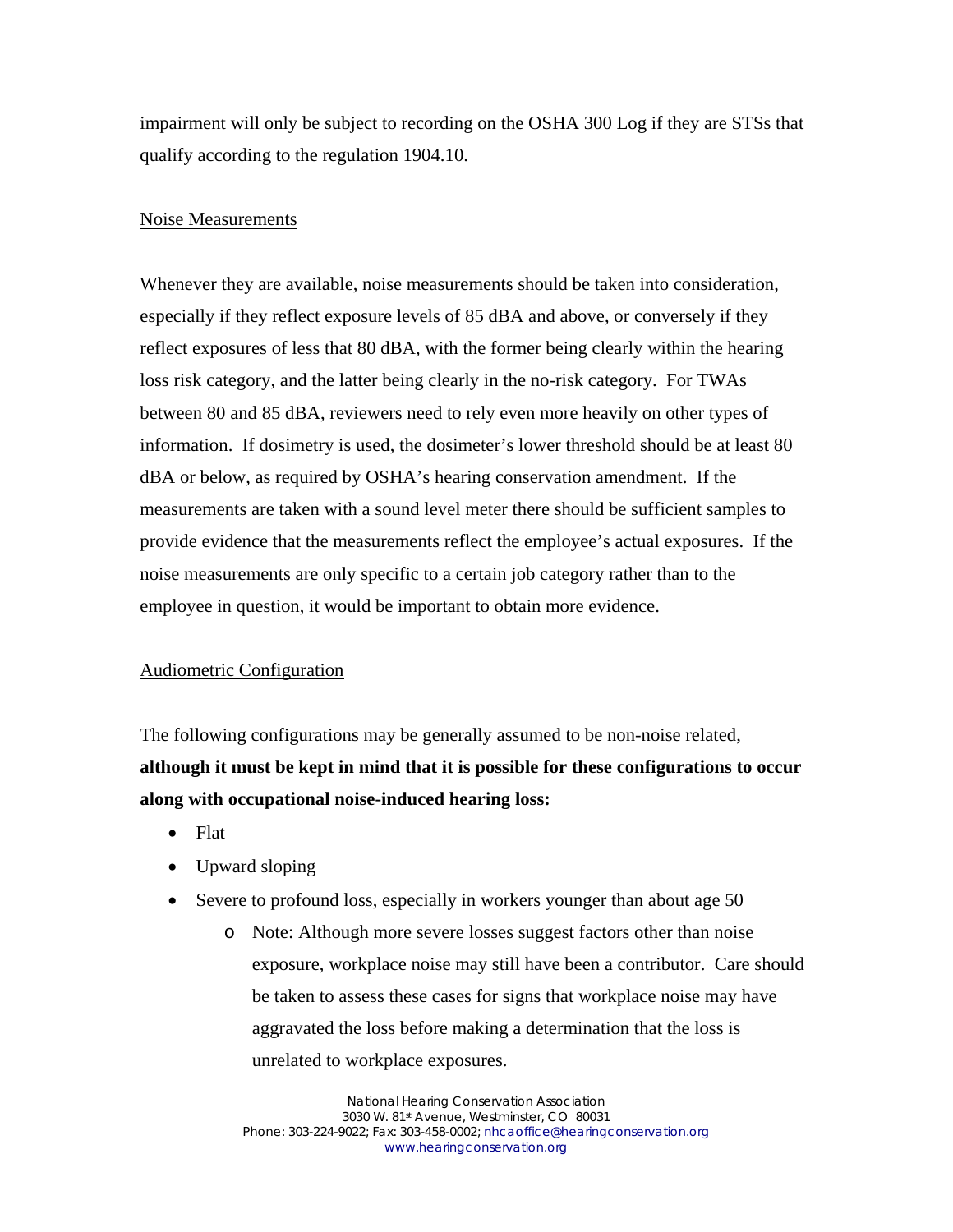impairment will only be subject to recording on the OSHA 300 Log if they are STSs that qualify according to the regulation 1904.10.

Noise Measurements

Whenever they are available, noise measurements should be taken into consideration, especially if they reflect exposure levels of 85 dBA and above, or conversely if they reflect exposures of less that 80 dBA, with the former being clearly within the hearing loss risk category, and the latter being clearly in the no-risk category. For TWAs between 80 and 85 dBA, reviewers need to rely even more heavily on other types of information. If dosimetry is used, the dosimeter's lower threshold should be at least 80 dBA or below, as required by OSHA's hearing conservation amendment. If the measurements are taken with a sound level meter there should be sufficient samples to provide evidence that the measurements reflect the employee's actual exposures. If the noise measurements are only specific to a certain job category rather than to the employee in question, it would be important to obtain more evidence.

Audiometric Configuration

The following configurations may be generally assumed to be non-noise related, **although it must be kept in mind that it is possible for these configurations to occur along with occupational noise-induced hearing loss:**

- Flat
- Upward sloping
- Severe to profound loss, especially in workers younger than about age 50
  - Note: Although more severe losses suggest factors other than noise exposure, workplace noise may still have been a contributor. Care should be taken to assess these cases for signs that workplace noise may have aggravated the loss before making a determination that the loss is unrelated to workplace exposures.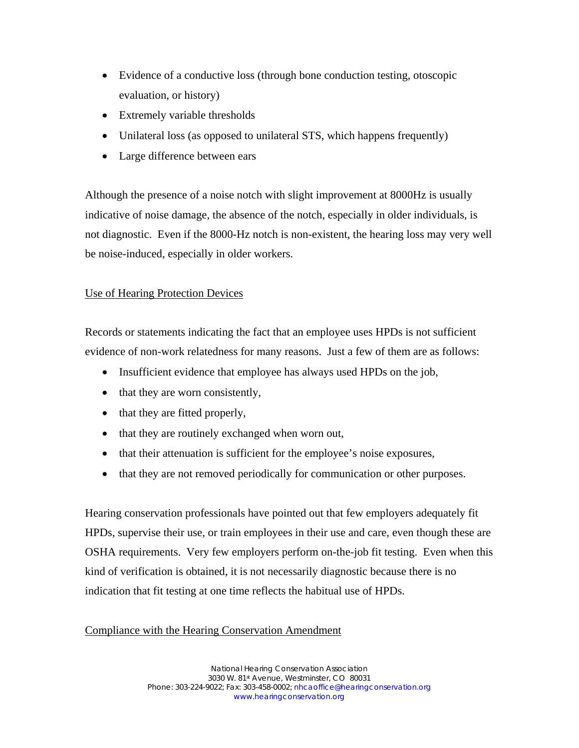- Evidence of a conductive loss (through bone conduction testing, otoscopic evaluation, or history)
- Extremely variable thresholds
- Unilateral loss (as opposed to unilateral STS, which happens frequently)
- Large difference between ears

Although the presence of a noise notch with slight improvement at 8000Hz is usually indicative of noise damage, the absence of the notch, especially in older individuals, is not diagnostic. Even if the 8000-Hz notch is non-existent, the hearing loss may very well be noise-induced, especially in older workers.

## Use of Hearing Protection Devices

Records or statements indicating the fact that an employee uses HPDs is not sufficient evidence of non-work relatedness for many reasons. Just a few of them are as follows:

- Insufficient evidence that employee has always used HPDs on the job,
- that they are worn consistently,
- that they are fitted properly,
- that they are routinely exchanged when worn out,
- that their attenuation is sufficient for the employee's noise exposures,
- that they are not removed periodically for communication or other purposes.

Hearing conservation professionals have pointed out that few employers adequately fit HPDs, supervise their use, or train employees in their use and care, even though these are OSHA requirements. Very few employers perform on-the-job fit testing. Even when this kind of verification is obtained, it is not necessarily diagnostic because there is no indication that fit testing at one time reflects the habitual use of HPDs.

## Compliance with the Hearing Conservation Amendment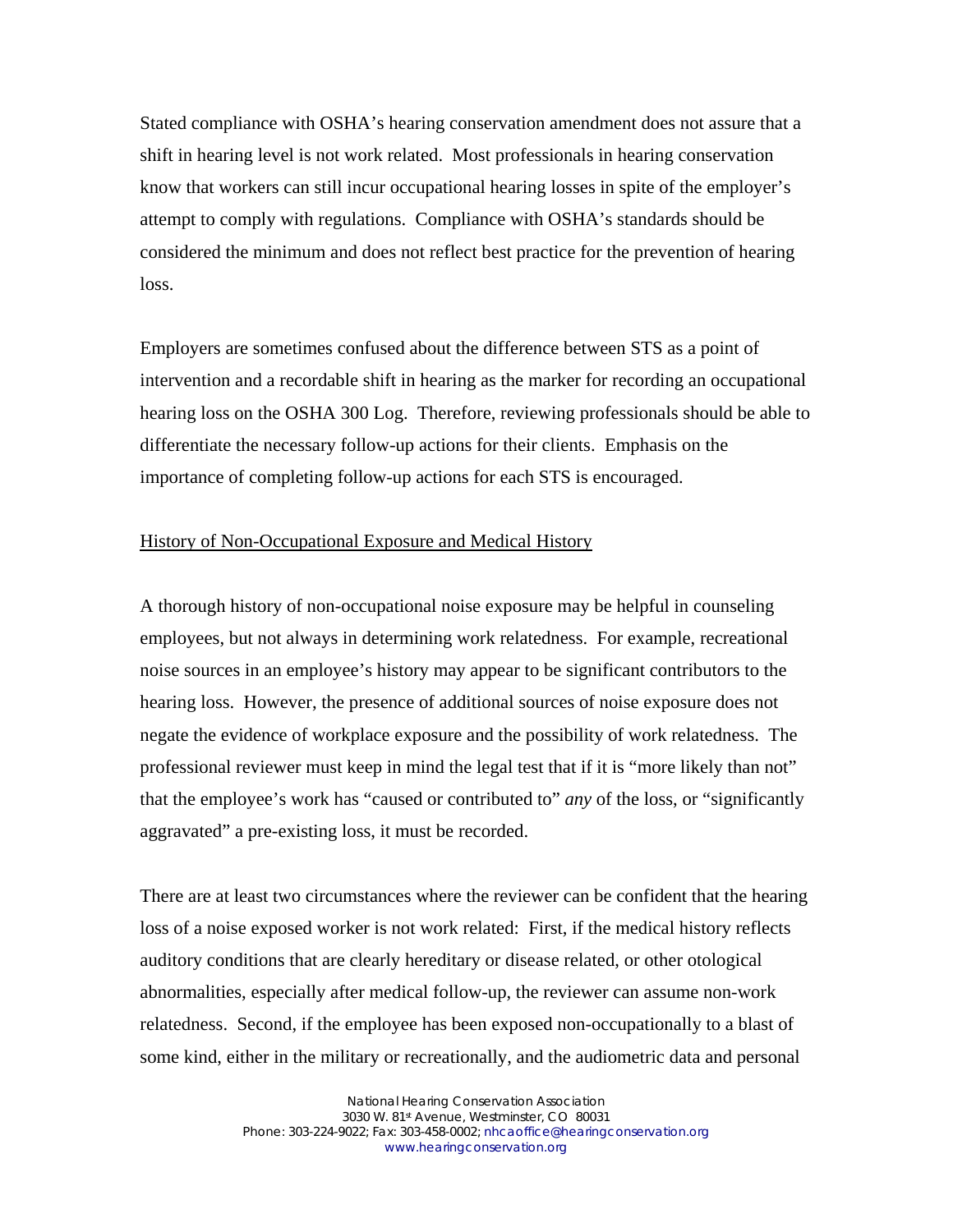Stated compliance with OSHA's hearing conservation amendment does not assure that a shift in hearing level is not work related. Most professionals in hearing conservation know that workers can still incur occupational hearing losses in spite of the employer's attempt to comply with regulations. Compliance with OSHA's standards should be considered the minimum and does not reflect best practice for the prevention of hearing loss.

Employers are sometimes confused about the difference between STS as a point of intervention and a recordable shift in hearing as the marker for recording an occupational hearing loss on the OSHA 300 Log. Therefore, reviewing professionals should be able to differentiate the necessary follow-up actions for their clients. Emphasis on the importance of completing follow-up actions for each STS is encouraged.

<u>History of Non-Occupational Exposure and Medical History</u>

A thorough history of non-occupational noise exposure may be helpful in counseling employees, but not always in determining work relatedness. For example, recreational noise sources in an employee's history may appear to be significant contributors to the hearing loss. However, the presence of additional sources of noise exposure does not negate the evidence of workplace exposure and the possibility of work relatedness. The professional reviewer must keep in mind the legal test that if it is "more likely than not" that the employee's work has "caused or contributed to" *any* of the loss, or "significantly aggravated" a pre-existing loss, it must be recorded.

There are at least two circumstances where the reviewer can be confident that the hearing loss of a noise exposed worker is not work related: First, if the medical history reflects auditory conditions that are clearly hereditary or disease related, or other otological abnormalities, especially after medical follow-up, the reviewer can assume non-work relatedness. Second, if the employee has been exposed non-occupationally to a blast of some kind, either in the military or recreationally, and the audiometric data and personal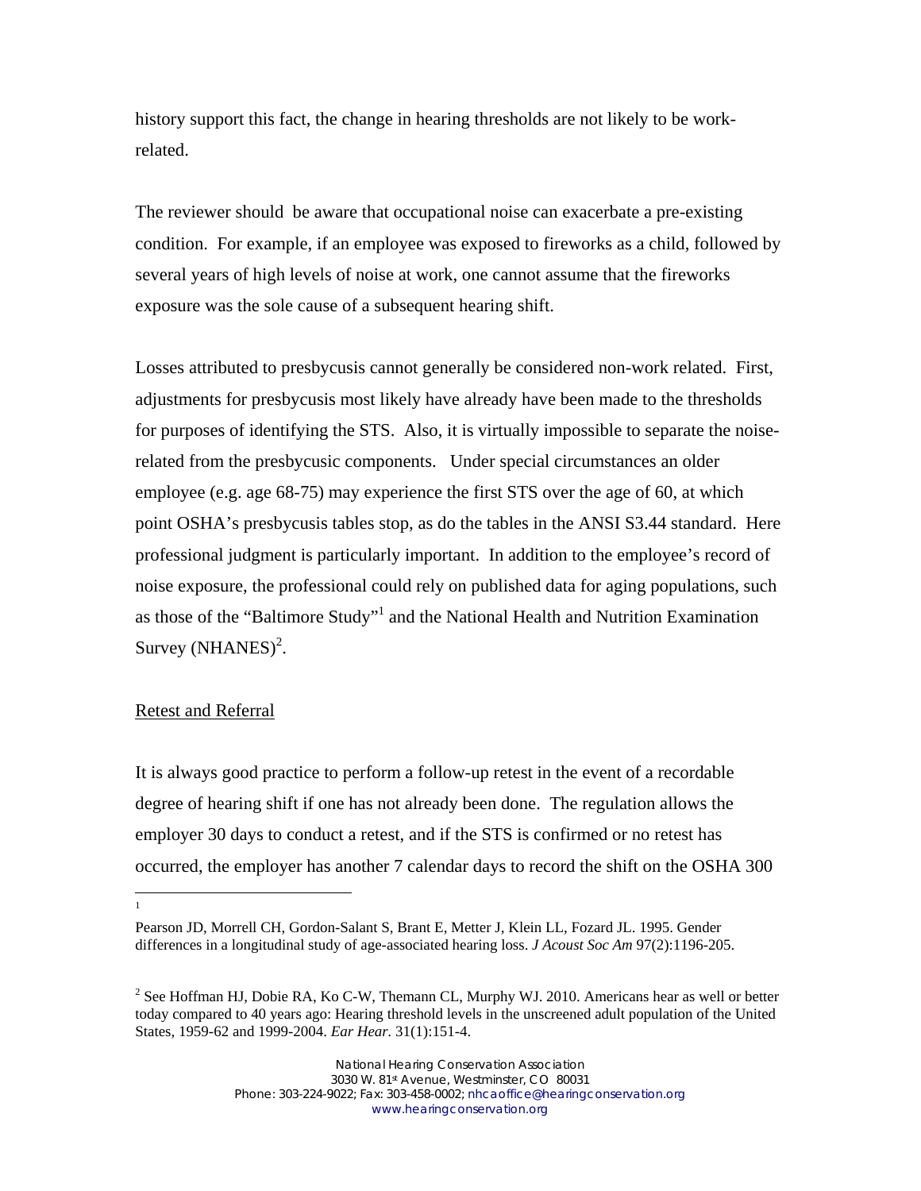history support this fact, the change in hearing thresholds are not likely to be work-related.

The reviewer should be aware that occupational noise can exacerbate a pre-existing condition. For example, if an employee was exposed to fireworks as a child, followed by several years of high levels of noise at work, one cannot assume that the fireworks exposure was the sole cause of a subsequent hearing shift.

Losses attributed to presbycusis cannot generally be considered non-work related. First, adjustments for presbycusis most likely have already have been made to the thresholds for purposes of identifying the STS. Also, it is virtually impossible to separate the noise-related from the presbycusic components. Under special circumstances an older employee (e.g. age 68-75) may experience the first STS over the age of 60, at which point OSHA's presbycusis tables stop, as do the tables in the ANSI S3.44 standard. Here professional judgment is particularly important. In addition to the employee's record of noise exposure, the professional could rely on published data for aging populations, such as those of the "Baltimore Study"[1] and the National Health and Nutrition Examination Survey (NHANES)[2].

## Retest and Referral

It is always good practice to perform a follow-up retest in the event of a recordable degree of hearing shift if one has not already been done. The regulation allows the employer 30 days to conduct a retest, and if the STS is confirmed or no retest has occurred, the employer has another 7 calendar days to record the shift on the OSHA 300

---

[1] Pearson JD, Morrell CH, Gordon-Salant S, Brant E, Metter J, Klein LL, Fozard JL. 1995. Gender differences in a longitudinal study of age-associated hearing loss. *J Acoust Soc Am* 97(2):1196-205.

[2] See Hoffman HJ, Dobie RA, Ko C-W, Themann CL, Murphy WJ. 2010. Americans hear as well or better today compared to 40 years ago: Hearing threshold levels in the unscreened adult population of the United States, 1959-62 and 1999-2004. *Ear Hear*. 31(1):151-4.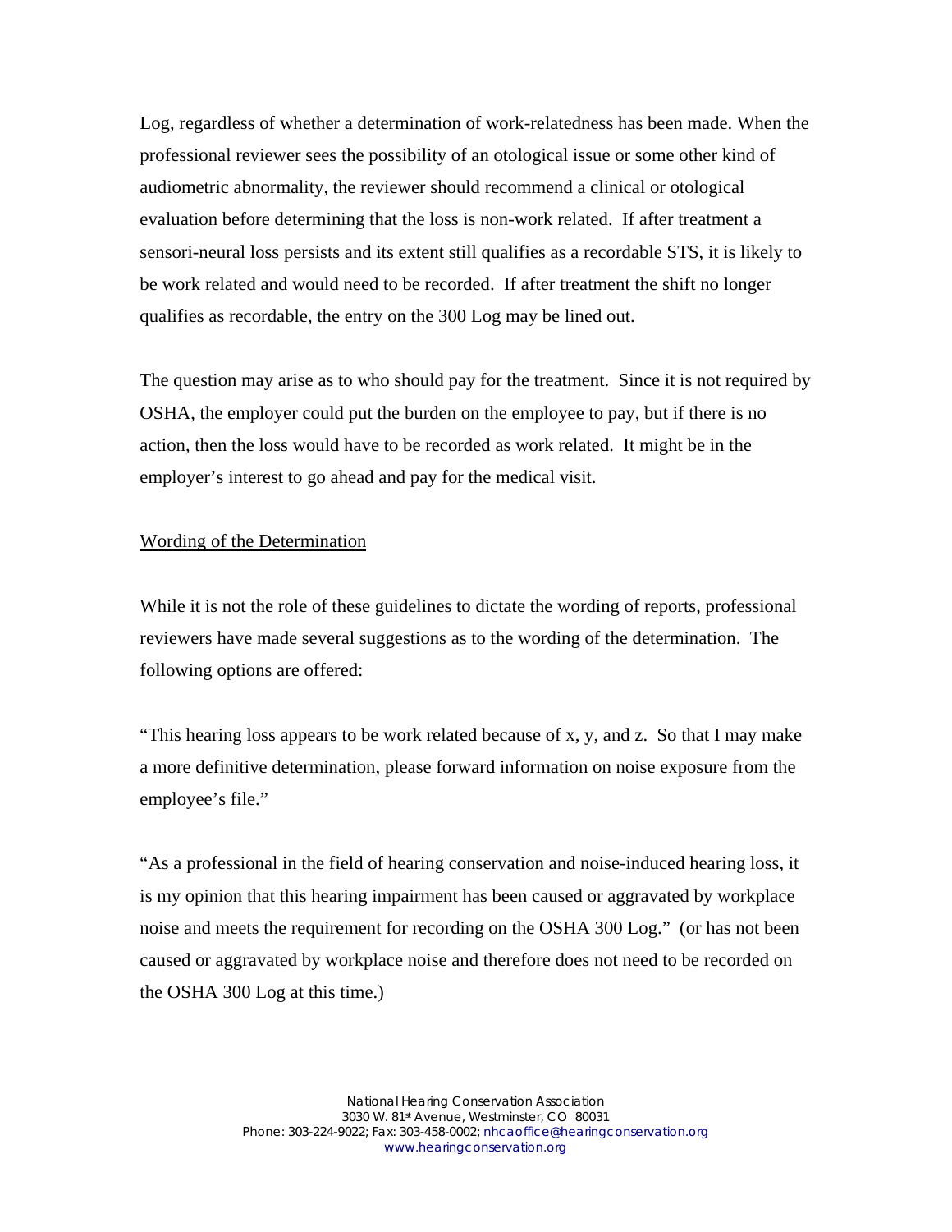Log, regardless of whether a determination of work-relatedness has been made. When the professional reviewer sees the possibility of an otological issue or some other kind of audiometric abnormality, the reviewer should recommend a clinical or otological evaluation before determining that the loss is non-work related. If after treatment a sensori-neural loss persists and its extent still qualifies as a recordable STS, it is likely to be work related and would need to be recorded. If after treatment the shift no longer qualifies as recordable, the entry on the 300 Log may be lined out.

The question may arise as to who should pay for the treatment. Since it is not required by OSHA, the employer could put the burden on the employee to pay, but if there is no action, then the loss would have to be recorded as work related. It might be in the employer's interest to go ahead and pay for the medical visit.

## Wording of the Determination

While it is not the role of these guidelines to dictate the wording of reports, professional reviewers have made several suggestions as to the wording of the determination. The following options are offered:

"This hearing loss appears to be work related because of x, y, and z. So that I may make a more definitive determination, please forward information on noise exposure from the employee's file."

"As a professional in the field of hearing conservation and noise-induced hearing loss, it is my opinion that this hearing impairment has been caused or aggravated by workplace noise and meets the requirement for recording on the OSHA 300 Log." (or has not been caused or aggravated by workplace noise and therefore does not need to be recorded on the OSHA 300 Log at this time.)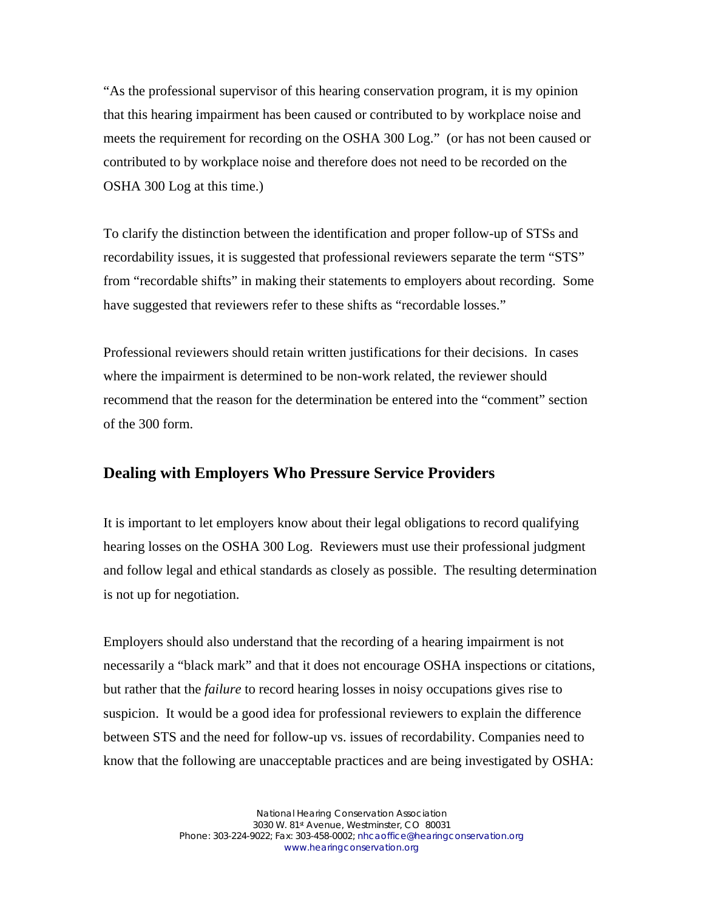"As the professional supervisor of this hearing conservation program, it is my opinion that this hearing impairment has been caused or contributed to by workplace noise and meets the requirement for recording on the OSHA 300 Log." (or has not been caused or contributed to by workplace noise and therefore does not need to be recorded on the OSHA 300 Log at this time.)

To clarify the distinction between the identification and proper follow-up of STSs and recordability issues, it is suggested that professional reviewers separate the term "STS" from "recordable shifts" in making their statements to employers about recording. Some have suggested that reviewers refer to these shifts as "recordable losses."

Professional reviewers should retain written justifications for their decisions. In cases where the impairment is determined to be non-work related, the reviewer should recommend that the reason for the determination be entered into the "comment" section of the 300 form.

## Dealing with Employers Who Pressure Service Providers

It is important to let employers know about their legal obligations to record qualifying hearing losses on the OSHA 300 Log. Reviewers must use their professional judgment and follow legal and ethical standards as closely as possible. The resulting determination is not up for negotiation.

Employers should also understand that the recording of a hearing impairment is not necessarily a "black mark" and that it does not encourage OSHA inspections or citations, but rather that the *failure* to record hearing losses in noisy occupations gives rise to suspicion. It would be a good idea for professional reviewers to explain the difference between STS and the need for follow-up vs. issues of recordability. Companies need to know that the following are unacceptable practices and are being investigated by OSHA: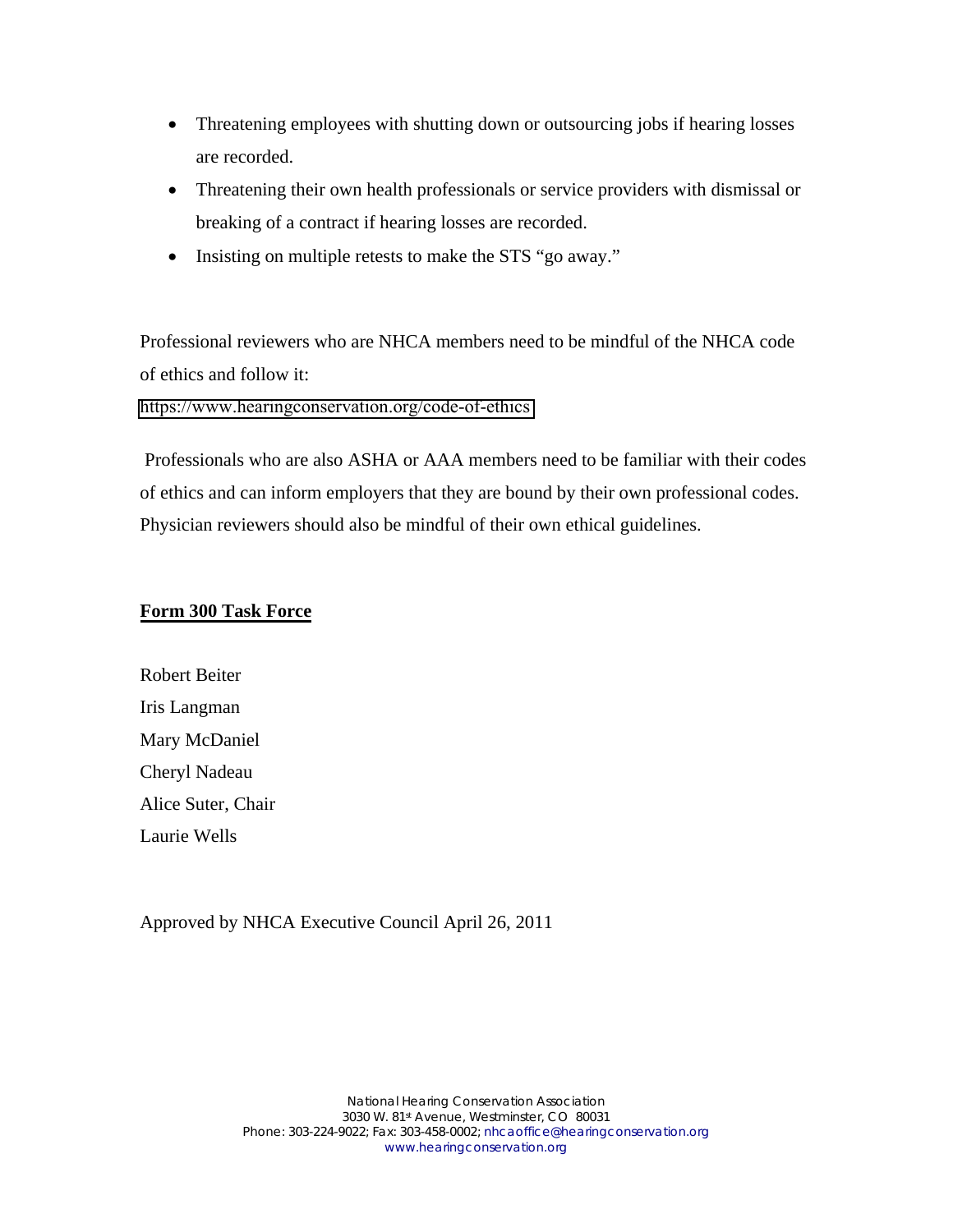- Threatening employees with shutting down or outsourcing jobs if hearing losses are recorded.
- Threatening their own health professionals or service providers with dismissal or breaking of a contract if hearing losses are recorded.
- Insisting on multiple retests to make the STS "go away."

Professional reviewers who are NHCA members need to be mindful of the NHCA code of ethics and follow it:
https://www.hearingconservation.org/code-of-ethics

Professionals who are also ASHA or AAA members need to be familiar with their codes of ethics and can inform employers that they are bound by their own professional codes. Physician reviewers should also be mindful of their own ethical guidelines.

**Form 300 Task Force**

Robert Beiter
Iris Langman
Mary McDaniel
Cheryl Nadeau
Alice Suter, Chair
Laurie Wells

Approved by NHCA Executive Council April 26, 2011

National Hearing Conservation Association
3030 W. 81st Avenue, Westminster, CO 80031
Phone: 303-224-9022; Fax: 303-458-0002; nhcaoffice@hearingconservation.org
www.hearingconservation.org